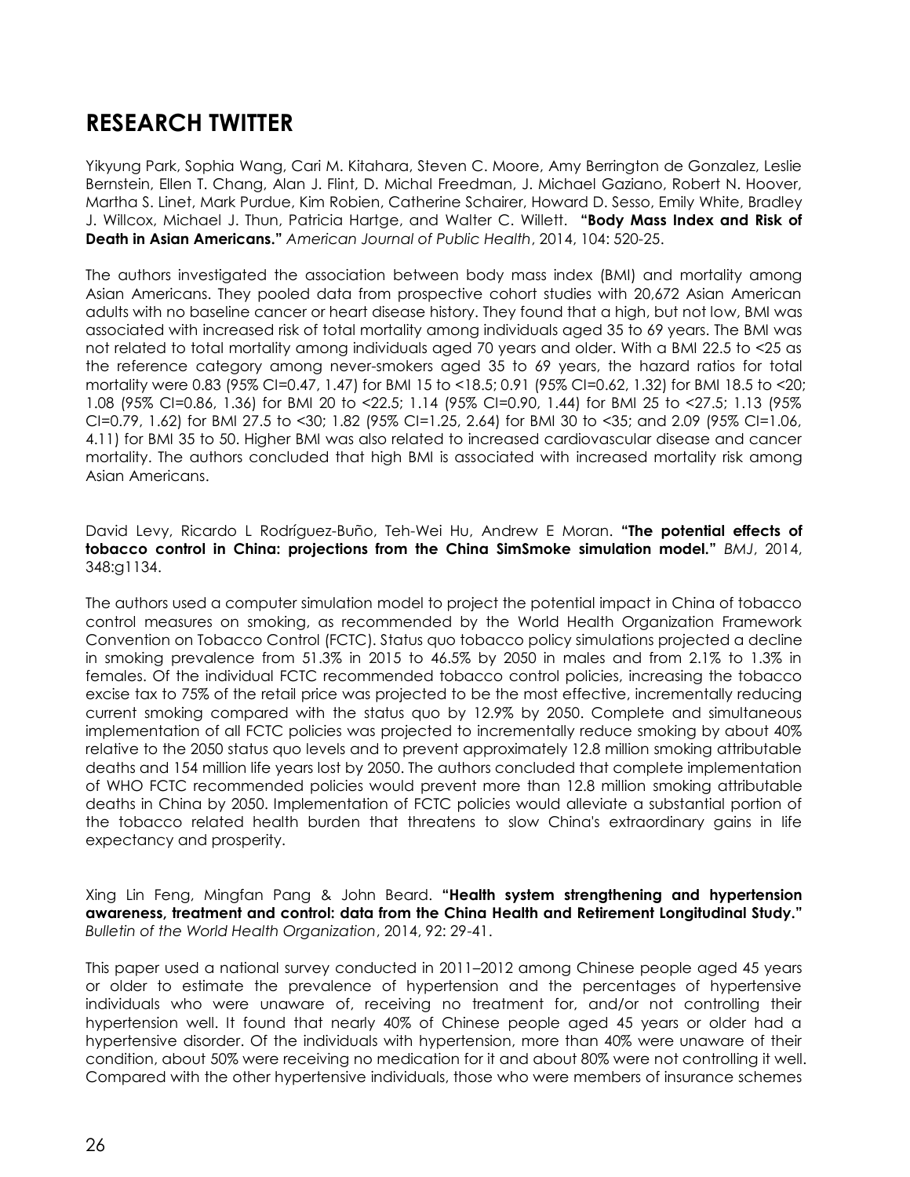## RESEARCH TWITTER

Yikyung Park, Sophia Wang, Cari M. Kitahara, Steven C. Moore, Amy Berrington de Gonzalez, Leslie Bernstein, Ellen T. Chang, Alan J. Flint, D. Michal Freedman, J. Michael Gaziano, Robert N. Hoover, Martha S. Linet, Mark Purdue, Kim Robien, Catherine Schairer, Howard D. Sesso, Emily White, Bradley J. Willcox, Michael J. Thun, Patricia Hartge, and Walter C. Willett. **"Body Mass Index and Risk of Death in Asian Americans."** *American Journal of Public Health*, 2014, 104: 520-25.

The authors investigated the association between body mass index (BMI) and mortality among Asian Americans. They pooled data from prospective cohort studies with 20,672 Asian American adults with no baseline cancer or heart disease history. They found that a high, but not low, BMI was associated with increased risk of total mortality among individuals aged 35 to 69 years. The BMI was not related to total mortality among individuals aged 70 years and older. With a BMI 22.5 to <25 as the reference category among never-smokers aged 35 to 69 years, the hazard ratios for total mortality were 0.83 (95% CI=0.47, 1.47) for BMI 15 to <18.5; 0.91 (95% CI=0.62, 1.32) for BMI 18.5 to <20; 1.08 (95% CI=0.86, 1.36) for BMI 20 to <22.5; 1.14 (95% CI=0.90, 1.44) for BMI 25 to <27.5; 1.13 (95% CI=0.79, 1.62) for BMI 27.5 to <30; 1.82 (95% CI=1.25, 2.64) for BMI 30 to <35; and 2.09 (95% CI=1.06, 4.11) for BMI 35 to 50. Higher BMI was also related to increased cardiovascular disease and cancer mortality. The authors concluded that high BMI is associated with increased mortality risk among Asian Americans.

David Levy, Ricardo L Rodríguez-Buño, Teh-Wei Hu, Andrew E Moran. **"The potential effects of tobacco control in China: projections from the China SimSmoke simulation model."** *BMJ*, 2014, 348:g1134.

The authors used a computer simulation model to project the potential impact in China of tobacco control measures on smoking, as recommended by the World Health Organization Framework Convention on Tobacco Control (FCTC). Status quo tobacco policy simulations projected a decline in smoking prevalence from 51.3% in 2015 to 46.5% by 2050 in males and from 2.1% to 1.3% in females. Of the individual FCTC recommended tobacco control policies, increasing the tobacco excise tax to 75% of the retail price was projected to be the most effective, incrementally reducing current smoking compared with the status quo by 12.9% by 2050. Complete and simultaneous implementation of all FCTC policies was projected to incrementally reduce smoking by about 40% relative to the 2050 status quo levels and to prevent approximately 12.8 million smoking attributable deaths and 154 million life years lost by 2050. The authors concluded that complete implementation of WHO FCTC recommended policies would prevent more than 12.8 million smoking attributable deaths in China by 2050. Implementation of FCTC policies would alleviate a substantial portion of the tobacco related health burden that threatens to slow China's extraordinary gains in life expectancy and prosperity.

Xing Lin Feng, Mingfan Pang & John Beard. **"Health system strengthening and hypertension awareness, treatment and control: data from the China Health and Retirement Longitudinal Study."** *Bulletin of the World Health Organization*, 2014, 92: 29-41.

This paper used a national survey conducted in 2011–2012 among Chinese people aged 45 years or older to estimate the prevalence of hypertension and the percentages of hypertensive individuals who were unaware of, receiving no treatment for, and/or not controlling their hypertension well. It found that nearly 40% of Chinese people aged 45 years or older had a hypertensive disorder. Of the individuals with hypertension, more than 40% were unaware of their condition, about 50% were receiving no medication for it and about 80% were not controlling it well. Compared with the other hypertensive individuals, those who were members of insurance schemes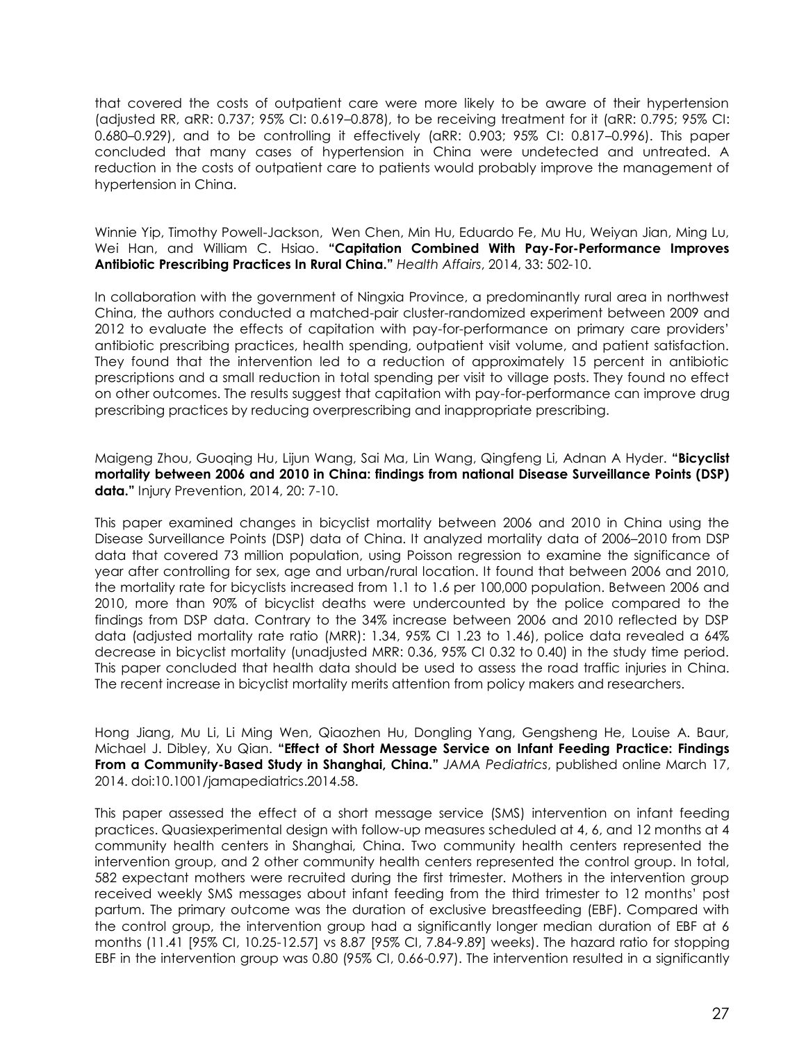that covered the costs of outpatient care were more likely to be aware of their hypertension (adjusted RR, aRR: 0.737; 95% CI: 0.619–0.878), to be receiving treatment for it (aRR: 0.795; 95% CI: 0.680–0.929), and to be controlling it effectively (aRR: 0.903; 95% CI: 0.817–0.996). This paper concluded that many cases of hypertension in China were undetected and untreated. A reduction in the costs of outpatient care to patients would probably improve the management of hypertension in China.

Winnie Yip, Timothy Powell-Jackson, Wen Chen, Min Hu, Eduardo Fe, Mu Hu, Weiyan Jian, Ming Lu, Wei Han, and William C. Hsiao. **"Capitation Combined With Pay-For-Performance Improves Antibiotic Prescribing Practices In Rural China."** *Health Affairs*, 2014, 33: 502-10.

In collaboration with the government of Ningxia Province, a predominantly rural area in northwest China, the authors conducted a matched-pair cluster-randomized experiment between 2009 and 2012 to evaluate the effects of capitation with pay-for-performance on primary care providers' antibiotic prescribing practices, health spending, outpatient visit volume, and patient satisfaction. They found that the intervention led to a reduction of approximately 15 percent in antibiotic prescriptions and a small reduction in total spending per visit to village posts. They found no effect on other outcomes. The results suggest that capitation with pay-for-performance can improve drug prescribing practices by reducing overprescribing and inappropriate prescribing.

Maigeng Zhou, Guoqing Hu, Lijun Wang, Sai Ma, Lin Wang, Qingfeng Li, Adnan A Hyder. **"Bicyclist mortality between 2006 and 2010 in China: findings from national Disease Surveillance Points (DSP) data."** Injury Prevention, 2014, 20: 7-10.

This paper examined changes in bicyclist mortality between 2006 and 2010 in China using the Disease Surveillance Points (DSP) data of China. It analyzed mortality data of 2006–2010 from DSP data that covered 73 million population, using Poisson regression to examine the significance of year after controlling for sex, age and urban/rural location. It found that between 2006 and 2010, the mortality rate for bicyclists increased from 1.1 to 1.6 per 100,000 population. Between 2006 and 2010, more than 90% of bicyclist deaths were undercounted by the police compared to the findings from DSP data. Contrary to the 34% increase between 2006 and 2010 reflected by DSP data (adjusted mortality rate ratio (MRR): 1.34, 95% CI 1.23 to 1.46), police data revealed a 64% decrease in bicyclist mortality (unadjusted MRR: 0.36, 95% CI 0.32 to 0.40) in the study time period. This paper concluded that health data should be used to assess the road traffic injuries in China. The recent increase in bicyclist mortality merits attention from policy makers and researchers.

Hong Jiang, Mu Li, Li Ming Wen, Qiaozhen Hu, Dongling Yang, Gengsheng He, Louise A. Baur, Michael J. Dibley, Xu Qian. **"Effect of Short Message Service on Infant Feeding Practice: Findings From a Community-Based Study in Shanghai, China."** *JAMA Pediatrics*, published online March 17, 2014. doi:10.1001/jamapediatrics.2014.58.

This paper assessed the effect of a short message service (SMS) intervention on infant feeding practices. Quasiexperimental design with follow-up measures scheduled at 4, 6, and 12 months at 4 community health centers in Shanghai, China. Two community health centers represented the intervention group, and 2 other community health centers represented the control group. In total, 582 expectant mothers were recruited during the first trimester. Mothers in the intervention group received weekly SMS messages about infant feeding from the third trimester to 12 months' post partum. The primary outcome was the duration of exclusive breastfeeding (EBF). Compared with the control group, the intervention group had a significantly longer median duration of EBF at 6 months (11.41 [95% CI, 10.25-12.57] vs 8.87 [95% CI, 7.84-9.89] weeks). The hazard ratio for stopping EBF in the intervention group was 0.80 (95% CI, 0.66-0.97). The intervention resulted in a significantly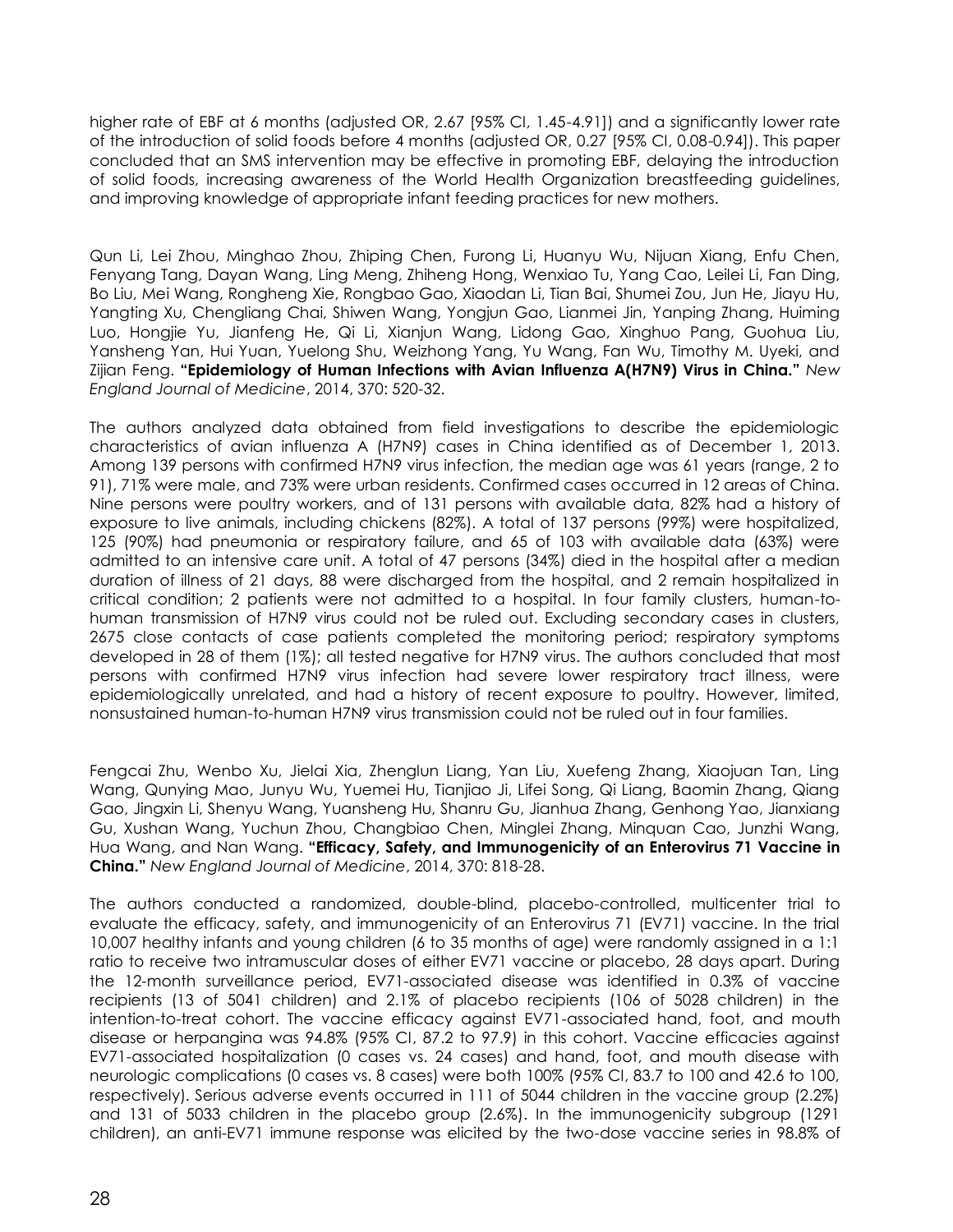higher rate of EBF at 6 months (adjusted OR, 2.67 [95% CI, 1.45-4.91]) and a significantly lower rate of the introduction of solid foods before 4 months (adjusted OR, 0.27 [95% CI, 0.08-0.94]). This paper concluded that an SMS intervention may be effective in promoting EBF, delaying the introduction of solid foods, increasing awareness of the World Health Organization breastfeeding guidelines, and improving knowledge of appropriate infant feeding practices for new mothers.

Qun Li, Lei Zhou, Minghao Zhou, Zhiping Chen, Furong Li, Huanyu Wu, Nijuan Xiang, Enfu Chen, Fenyang Tang, Dayan Wang, Ling Meng, Zhiheng Hong, Wenxiao Tu, Yang Cao, Leilei Li, Fan Ding, Bo Liu, Mei Wang, Rongheng Xie, Rongbao Gao, Xiaodan Li, Tian Bai, Shumei Zou, Jun He, Jiayu Hu, Yangting Xu, Chengliang Chai, Shiwen Wang, Yongjun Gao, Lianmei Jin, Yanping Zhang, Huiming Luo, Hongjie Yu, Jianfeng He, Qi Li, Xianjun Wang, Lidong Gao, Xinghuo Pang, Guohua Liu, Yansheng Yan, Hui Yuan, Yuelong Shu, Weizhong Yang, Yu Wang, Fan Wu, Timothy M. Uyeki, and Zijian Feng. **"Epidemiology of Human Infections with Avian Influenza A(H7N9) Virus in China."** *New England Journal of Medicine*, 2014, 370: 520-32.

The authors analyzed data obtained from field investigations to describe the epidemiologic characteristics of avian influenza A (H7N9) cases in China identified as of December 1, 2013. Among 139 persons with confirmed H7N9 virus infection, the median age was 61 years (range, 2 to 91), 71% were male, and 73% were urban residents. Confirmed cases occurred in 12 areas of China. Nine persons were poultry workers, and of 131 persons with available data, 82% had a history of exposure to live animals, including chickens (82%). A total of 137 persons (99%) were hospitalized, 125 (90%) had pneumonia or respiratory failure, and 65 of 103 with available data (63%) were admitted to an intensive care unit. A total of 47 persons (34%) died in the hospital after a median duration of illness of 21 days, 88 were discharged from the hospital, and 2 remain hospitalized in critical condition; 2 patients were not admitted to a hospital. In four family clusters, human-to-human transmission of H7N9 virus could not be ruled out. Excluding secondary cases in clusters, 2675 close contacts of case patients completed the monitoring period; respiratory symptoms developed in 28 of them (1%); all tested negative for H7N9 virus. The authors concluded that most persons with confirmed H7N9 virus infection had severe lower respiratory tract illness, were epidemiologically unrelated, and had a history of recent exposure to poultry. However, limited, nonsustained human-to-human H7N9 virus transmission could not be ruled out in four families.

Fengcai Zhu, Wenbo Xu, Jielai Xia, Zhenglun Liang, Yan Liu, Xuefeng Zhang, Xiaojuan Tan, Ling Wang, Qunying Mao, Junyu Wu, Yuemei Hu, Tianjiao Ji, Lifei Song, Qi Liang, Baomin Zhang, Qiang Gao, Jingxin Li, Shenyu Wang, Yuansheng Hu, Shanru Gu, Jianhua Zhang, Genhong Yao, Jianxiang Gu, Xushan Wang, Yuchun Zhou, Changbiao Chen, Minglei Zhang, Minquan Cao, Junzhi Wang, Hua Wang, and Nan Wang. **"Efficacy, Safety, and Immunogenicity of an Enterovirus 71 Vaccine in China."** *New England Journal of Medicine*, 2014, 370: 818-28.

The authors conducted a randomized, double-blind, placebo-controlled, multicenter trial to evaluate the efficacy, safety, and immunogenicity of an Enterovirus 71 (EV71) vaccine. In the trial 10,007 healthy infants and young children (6 to 35 months of age) were randomly assigned in a 1:1 ratio to receive two intramuscular doses of either EV71 vaccine or placebo, 28 days apart. During the 12-month surveillance period, EV71-associated disease was identified in 0.3% of vaccine recipients (13 of 5041 children) and 2.1% of placebo recipients (106 of 5028 children) in the intention-to-treat cohort. The vaccine efficacy against EV71-associated hand, foot, and mouth disease or herpangina was 94.8% (95% CI, 87.2 to 97.9) in this cohort. Vaccine efficacies against EV71-associated hospitalization (0 cases vs. 24 cases) and hand, foot, and mouth disease with neurologic complications (0 cases vs. 8 cases) were both 100% (95% CI, 83.7 to 100 and 42.6 to 100, respectively). Serious adverse events occurred in 111 of 5044 children in the vaccine group (2.2%) and 131 of 5033 children in the placebo group (2.6%). In the immunogenicity subgroup (1291 children), an anti-EV71 immune response was elicited by the two-dose vaccine series in 98.8% of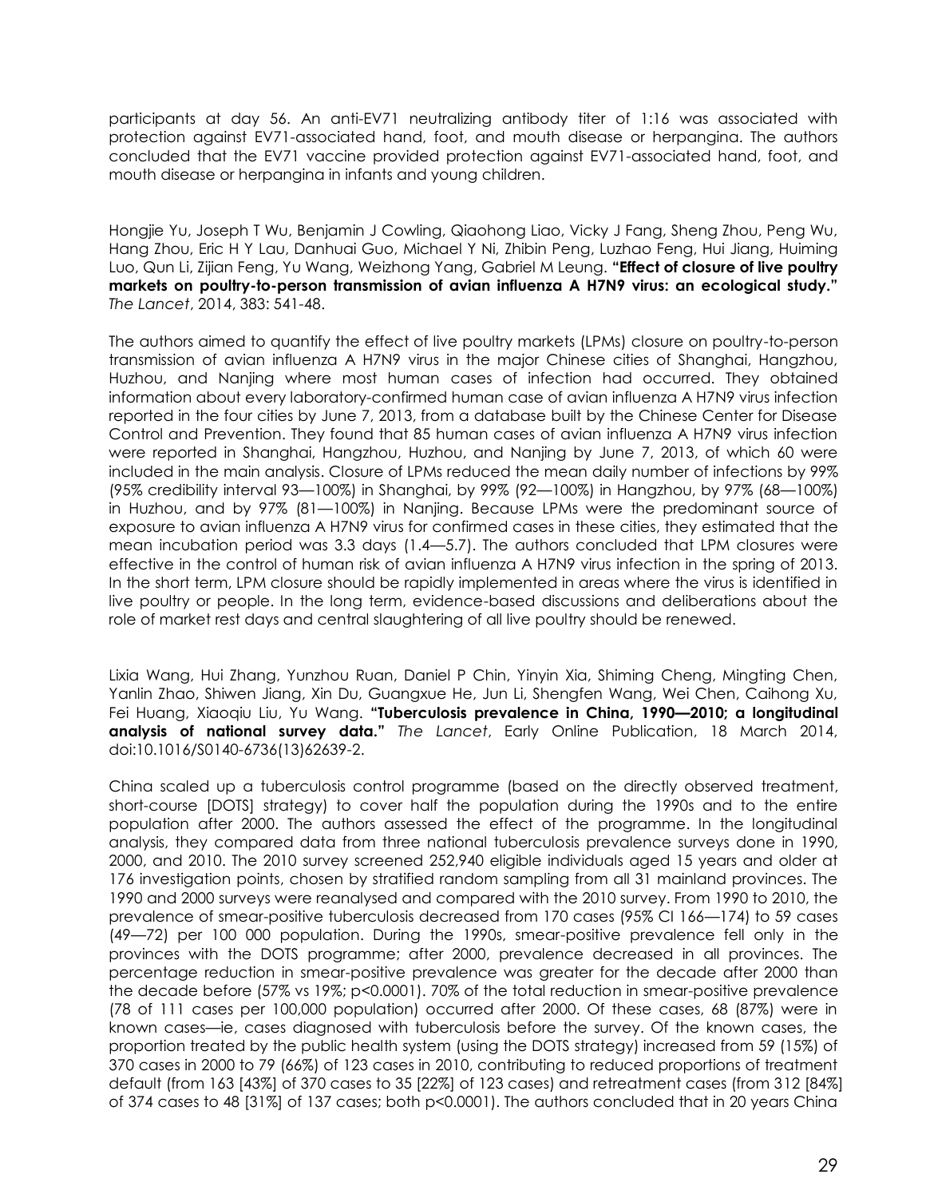participants at day 56. An anti-EV71 neutralizing antibody titer of 1:16 was associated with protection against EV71-associated hand, foot, and mouth disease or herpangina. The authors concluded that the EV71 vaccine provided protection against EV71-associated hand, foot, and mouth disease or herpangina in infants and young children.

Hongjie Yu, Joseph T Wu, Benjamin J Cowling, Qiaohong Liao, Vicky J Fang, Sheng Zhou, Peng Wu, Hang Zhou, Eric H Y Lau, Danhuai Guo, Michael Y Ni, Zhibin Peng, Luzhao Feng, Hui Jiang, Huiming Luo, Qun Li, Zijian Feng, Yu Wang, Weizhong Yang, Gabriel M Leung. **"Effect of closure of live poultry markets on poultry-to-person transmission of avian influenza A H7N9 virus: an ecological study."** *The Lancet*, 2014, 383: 541-48.

The authors aimed to quantify the effect of live poultry markets (LPMs) closure on poultry-to-person transmission of avian influenza A H7N9 virus in the major Chinese cities of Shanghai, Hangzhou, Huzhou, and Nanjing where most human cases of infection had occurred. They obtained information about every laboratory-confirmed human case of avian influenza A H7N9 virus infection reported in the four cities by June 7, 2013, from a database built by the Chinese Center for Disease Control and Prevention. They found that 85 human cases of avian influenza A H7N9 virus infection were reported in Shanghai, Hangzhou, Huzhou, and Nanjing by June 7, 2013, of which 60 were included in the main analysis. Closure of LPMs reduced the mean daily number of infections by 99% (95% credibility interval 93—100%) in Shanghai, by 99% (92—100%) in Hangzhou, by 97% (68—100%) in Huzhou, and by 97% (81—100%) in Nanjing. Because LPMs were the predominant source of exposure to avian influenza A H7N9 virus for confirmed cases in these cities, they estimated that the mean incubation period was 3.3 days (1.4—5.7). The authors concluded that LPM closures were effective in the control of human risk of avian influenza A H7N9 virus infection in the spring of 2013. In the short term, LPM closure should be rapidly implemented in areas where the virus is identified in live poultry or people. In the long term, evidence-based discussions and deliberations about the role of market rest days and central slaughtering of all live poultry should be renewed.

Lixia Wang, Hui Zhang, Yunzhou Ruan, Daniel P Chin, Yinyin Xia, Shiming Cheng, Mingting Chen, Yanlin Zhao, Shiwen Jiang, Xin Du, Guangxue He, Jun Li, Shengfen Wang, Wei Chen, Caihong Xu, Fei Huang, Xiaoqiu Liu, Yu Wang. **"Tuberculosis prevalence in China, 1990—2010; a longitudinal analysis of national survey data."** *The Lancet*, Early Online Publication, 18 March 2014, doi:10.1016/S0140-6736(13)62639-2.

China scaled up a tuberculosis control programme (based on the directly observed treatment, short-course [DOTS] strategy) to cover half the population during the 1990s and to the entire population after 2000. The authors assessed the effect of the programme. In the longitudinal analysis, they compared data from three national tuberculosis prevalence surveys done in 1990, 2000, and 2010. The 2010 survey screened 252,940 eligible individuals aged 15 years and older at 176 investigation points, chosen by stratified random sampling from all 31 mainland provinces. The 1990 and 2000 surveys were reanalysed and compared with the 2010 survey. From 1990 to 2010, the prevalence of smear-positive tuberculosis decreased from 170 cases (95% CI 166—174) to 59 cases (49—72) per 100 000 population. During the 1990s, smear-positive prevalence fell only in the provinces with the DOTS programme; after 2000, prevalence decreased in all provinces. The percentage reduction in smear-positive prevalence was greater for the decade after 2000 than the decade before (57% vs 19%; $p<0.0001$). 70% of the total reduction in smear-positive prevalence (78 of 111 cases per 100,000 population) occurred after 2000. Of these cases, 68 (87%) were in known cases—ie, cases diagnosed with tuberculosis before the survey. Of the known cases, the proportion treated by the public health system (using the DOTS strategy) increased from 59 (15%) of 370 cases in 2000 to 79 (66%) of 123 cases in 2010, contributing to reduced proportions of treatment default (from 163 [43%] of 370 cases to 35 [22%] of 123 cases) and retreatment cases (from 312 [84%] of 374 cases to 48 [31%] of 137 cases; both $p<0.0001$). The authors concluded that in 20 years China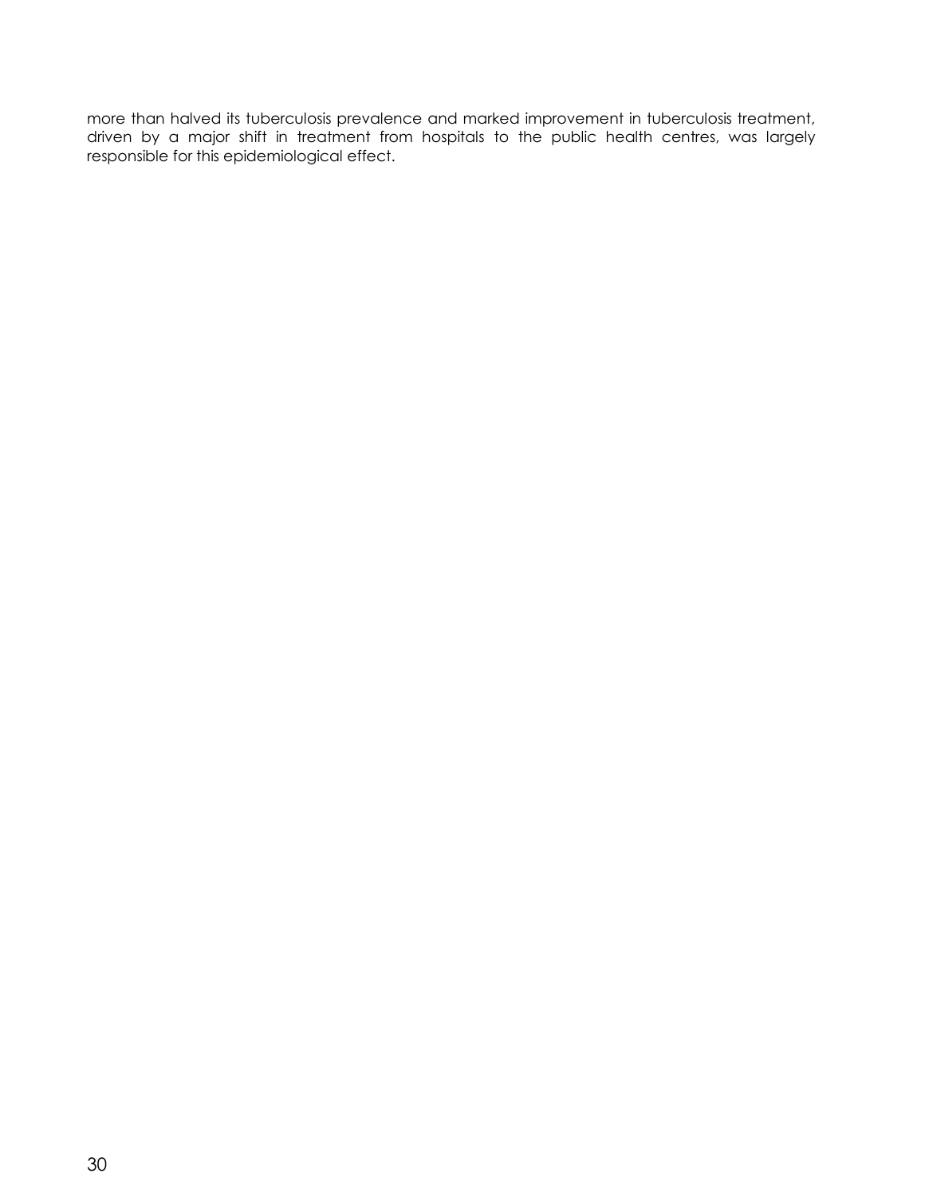more than halved its tuberculosis prevalence and marked improvement in tuberculosis treatment, driven by a major shift in treatment from hospitals to the public health centres, was largely responsible for this epidemiological effect.